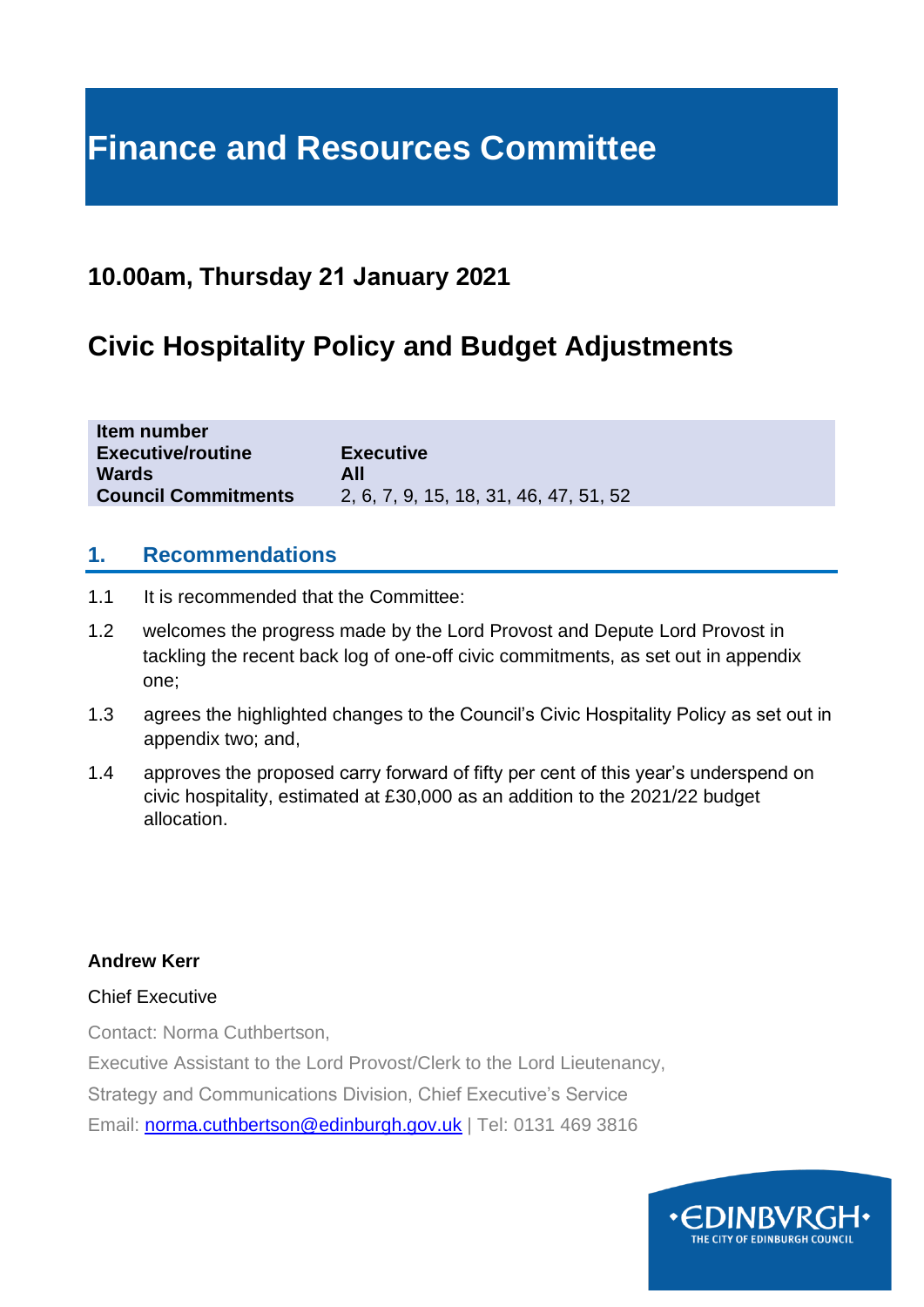# Finance and Resources Committee

## 10.00am, Thursday 21 January 2021

## Civic Hospitality Policy and Budget Adjustments

| | |
|---|---|
| **Item number** | |
| **Executive/routine** | **Executive** |
| **Wards** | **All** |
| **Council Commitments** | 2, 6, 7, 9, 15, 18, 31, 46, 47, 51, 52 |

## 1. Recommendations

1.1 It is recommended that the Committee:

1.2 welcomes the progress made by the Lord Provost and Depute Lord Provost in tackling the recent back log of one-off civic commitments, as set out in appendix one;

1.3 agrees the highlighted changes to the Council's Civic Hospitality Policy as set out in appendix two; and,

1.4 approves the proposed carry forward of fifty per cent of this year's underspend on civic hospitality, estimated at £30,000 as an addition to the 2021/22 budget allocation.

**Andrew Kerr**

Chief Executive

Contact: Norma Cuthbertson,

Executive Assistant to the Lord Provost/Clerk to the Lord Lieutenancy,

Strategy and Communications Division, Chief Executive's Service

Email: norma.cuthbertson@edinburgh.gov.uk | Tel: 0131 469 3816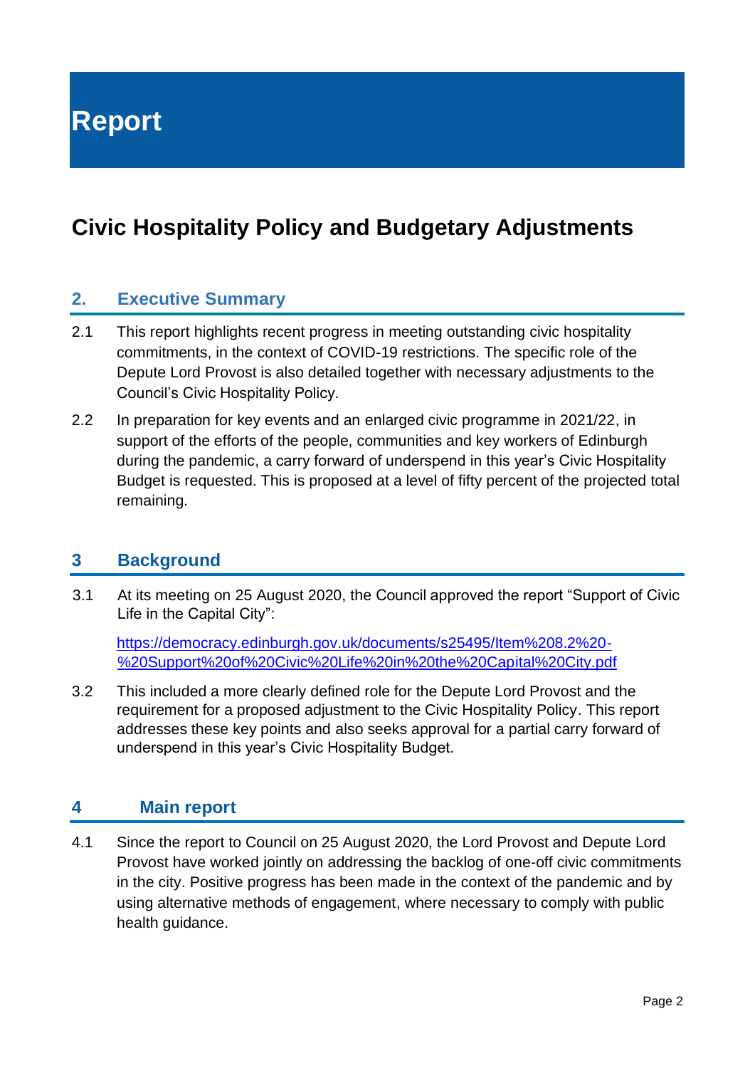# Report

## Civic Hospitality Policy and Budgetary Adjustments

### 2. Executive Summary

2.1 This report highlights recent progress in meeting outstanding civic hospitality commitments, in the context of COVID-19 restrictions. The specific role of the Depute Lord Provost is also detailed together with necessary adjustments to the Council's Civic Hospitality Policy.

2.2 In preparation for key events and an enlarged civic programme in 2021/22, in support of the efforts of the people, communities and key workers of Edinburgh during the pandemic, a carry forward of underspend in this year's Civic Hospitality Budget is requested. This is proposed at a level of fifty percent of the projected total remaining.

### 3 Background

3.1 At its meeting on 25 August 2020, the Council approved the report "Support of Civic Life in the Capital City":

[https://democracy.edinburgh.gov.uk/documents/s25495/Item%208.2%20-%20Support%20of%20Civic%20Life%20in%20the%20Capital%20City.pdf](https://democracy.edinburgh.gov.uk/documents/s25495/Item%208.2%20-%20Support%20of%20Civic%20Life%20in%20the%20Capital%20City.pdf)

3.2 This included a more clearly defined role for the Depute Lord Provost and the requirement for a proposed adjustment to the Civic Hospitality Policy. This report addresses these key points and also seeks approval for a partial carry forward of underspend in this year's Civic Hospitality Budget.

### 4 Main report

4.1 Since the report to Council on 25 August 2020, the Lord Provost and Depute Lord Provost have worked jointly on addressing the backlog of one-off civic commitments in the city. Positive progress has been made in the context of the pandemic and by using alternative methods of engagement, where necessary to comply with public health guidance.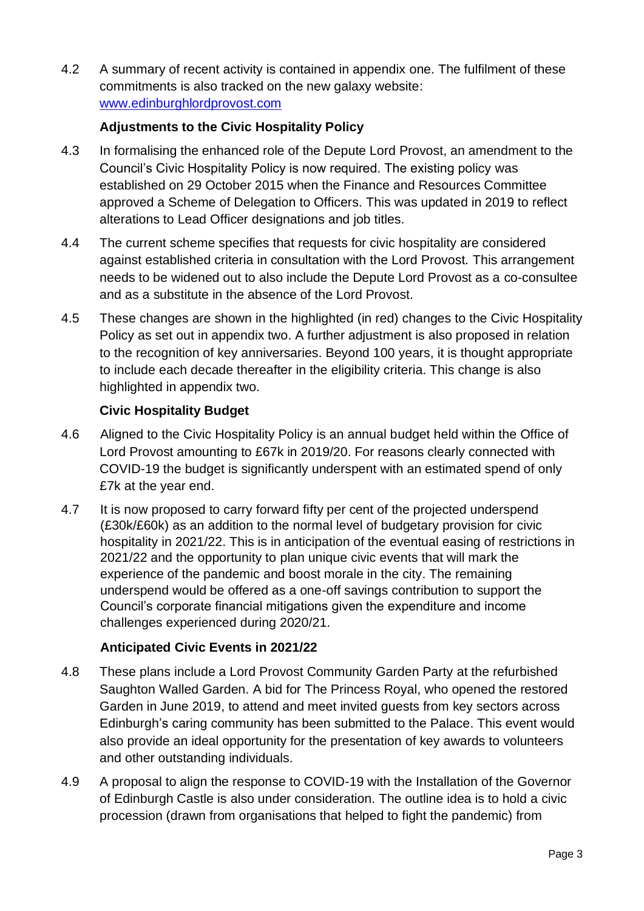4.2 A summary of recent activity is contained in appendix one. The fulfilment of these commitments is also tracked on the new galaxy website: [www.edinburghlordprovost.com](http://www.edinburghlordprovost.com)

**Adjustments to the Civic Hospitality Policy**

4.3 In formalising the enhanced role of the Depute Lord Provost, an amendment to the Council's Civic Hospitality Policy is now required. The existing policy was established on 29 October 2015 when the Finance and Resources Committee approved a Scheme of Delegation to Officers. This was updated in 2019 to reflect alterations to Lead Officer designations and job titles.

4.4 The current scheme specifies that requests for civic hospitality are considered against established criteria in consultation with the Lord Provost. This arrangement needs to be widened out to also include the Depute Lord Provost as a co-consultee and as a substitute in the absence of the Lord Provost.

4.5 These changes are shown in the highlighted (in red) changes to the Civic Hospitality Policy as set out in appendix two. A further adjustment is also proposed in relation to the recognition of key anniversaries. Beyond 100 years, it is thought appropriate to include each decade thereafter in the eligibility criteria. This change is also highlighted in appendix two.

**Civic Hospitality Budget**

4.6 Aligned to the Civic Hospitality Policy is an annual budget held within the Office of Lord Provost amounting to £67k in 2019/20. For reasons clearly connected with COVID-19 the budget is significantly underspent with an estimated spend of only £7k at the year end.

4.7 It is now proposed to carry forward fifty per cent of the projected underspend (£30k/£60k) as an addition to the normal level of budgetary provision for civic hospitality in 2021/22. This is in anticipation of the eventual easing of restrictions in 2021/22 and the opportunity to plan unique civic events that will mark the experience of the pandemic and boost morale in the city. The remaining underspend would be offered as a one-off savings contribution to support the Council's corporate financial mitigations given the expenditure and income challenges experienced during 2020/21.

**Anticipated Civic Events in 2021/22**

4.8 These plans include a Lord Provost Community Garden Party at the refurbished Saughton Walled Garden. A bid for The Princess Royal, who opened the restored Garden in June 2019, to attend and meet invited guests from key sectors across Edinburgh's caring community has been submitted to the Palace. This event would also provide an ideal opportunity for the presentation of key awards to volunteers and other outstanding individuals.

4.9 A proposal to align the response to COVID-19 with the Installation of the Governor of Edinburgh Castle is also under consideration. The outline idea is to hold a civic procession (drawn from organisations that helped to fight the pandemic) from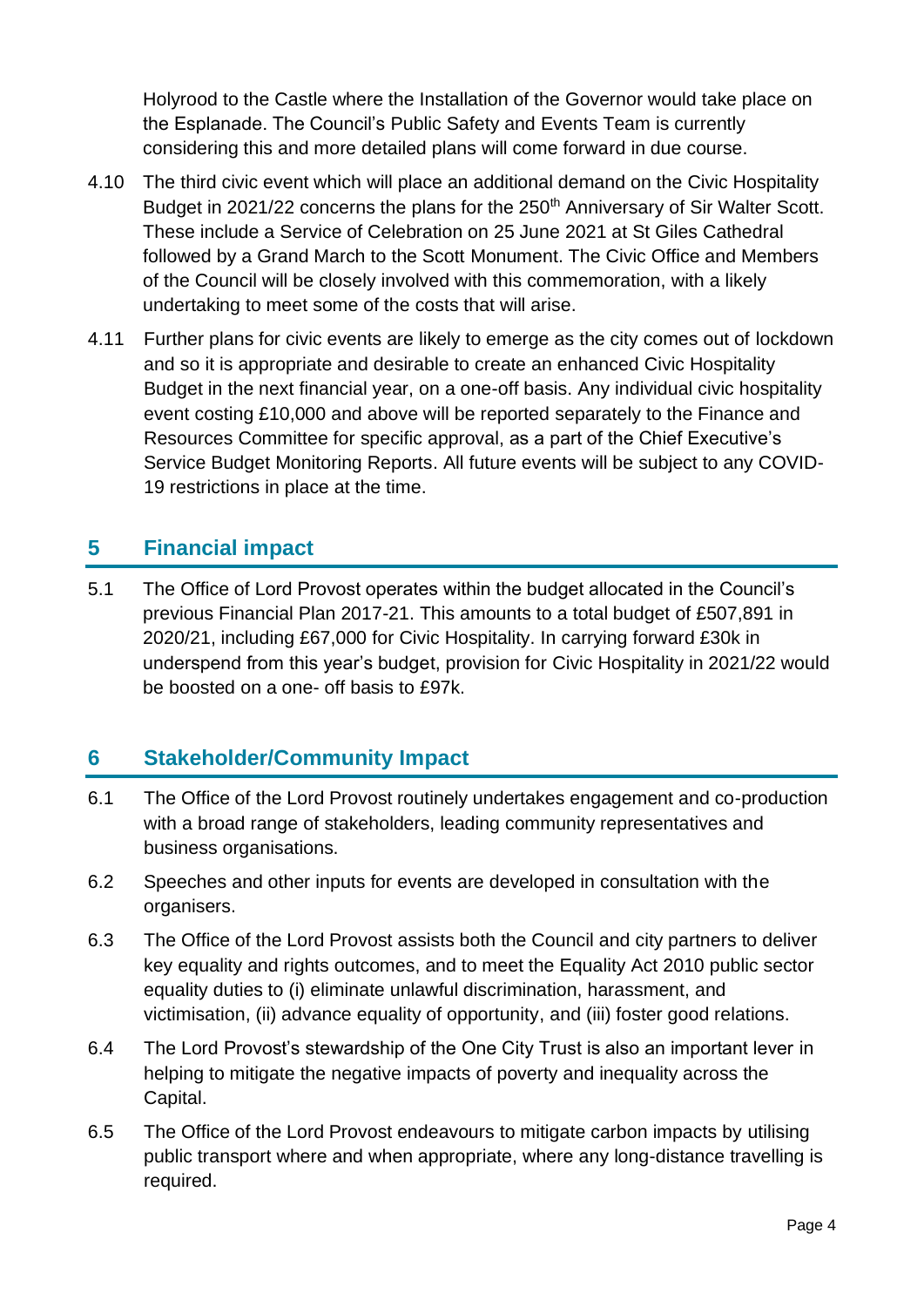Holyrood to the Castle where the Installation of the Governor would take place on the Esplanade. The Council's Public Safety and Events Team is currently considering this and more detailed plans will come forward in due course.

4.10 The third civic event which will place an additional demand on the Civic Hospitality Budget in 2021/22 concerns the plans for the 250th Anniversary of Sir Walter Scott. These include a Service of Celebration on 25 June 2021 at St Giles Cathedral followed by a Grand March to the Scott Monument. The Civic Office and Members of the Council will be closely involved with this commemoration, with a likely undertaking to meet some of the costs that will arise.

4.11 Further plans for civic events are likely to emerge as the city comes out of lockdown and so it is appropriate and desirable to create an enhanced Civic Hospitality Budget in the next financial year, on a one-off basis. Any individual civic hospitality event costing £10,000 and above will be reported separately to the Finance and Resources Committee for specific approval, as a part of the Chief Executive's Service Budget Monitoring Reports. All future events will be subject to any COVID-19 restrictions in place at the time.

## 5 Financial impact

5.1 The Office of Lord Provost operates within the budget allocated in the Council's previous Financial Plan 2017-21. This amounts to a total budget of £507,891 in 2020/21, including £67,000 for Civic Hospitality. In carrying forward £30k in underspend from this year's budget, provision for Civic Hospitality in 2021/22 would be boosted on a one- off basis to £97k.

## 6 Stakeholder/Community Impact

6.1 The Office of the Lord Provost routinely undertakes engagement and co-production with a broad range of stakeholders, leading community representatives and business organisations.

6.2 Speeches and other inputs for events are developed in consultation with the organisers.

6.3 The Office of the Lord Provost assists both the Council and city partners to deliver key equality and rights outcomes, and to meet the Equality Act 2010 public sector equality duties to (i) eliminate unlawful discrimination, harassment, and victimisation, (ii) advance equality of opportunity, and (iii) foster good relations.

6.4 The Lord Provost's stewardship of the One City Trust is also an important lever in helping to mitigate the negative impacts of poverty and inequality across the Capital.

6.5 The Office of the Lord Provost endeavours to mitigate carbon impacts by utilising public transport where and when appropriate, where any long-distance travelling is required.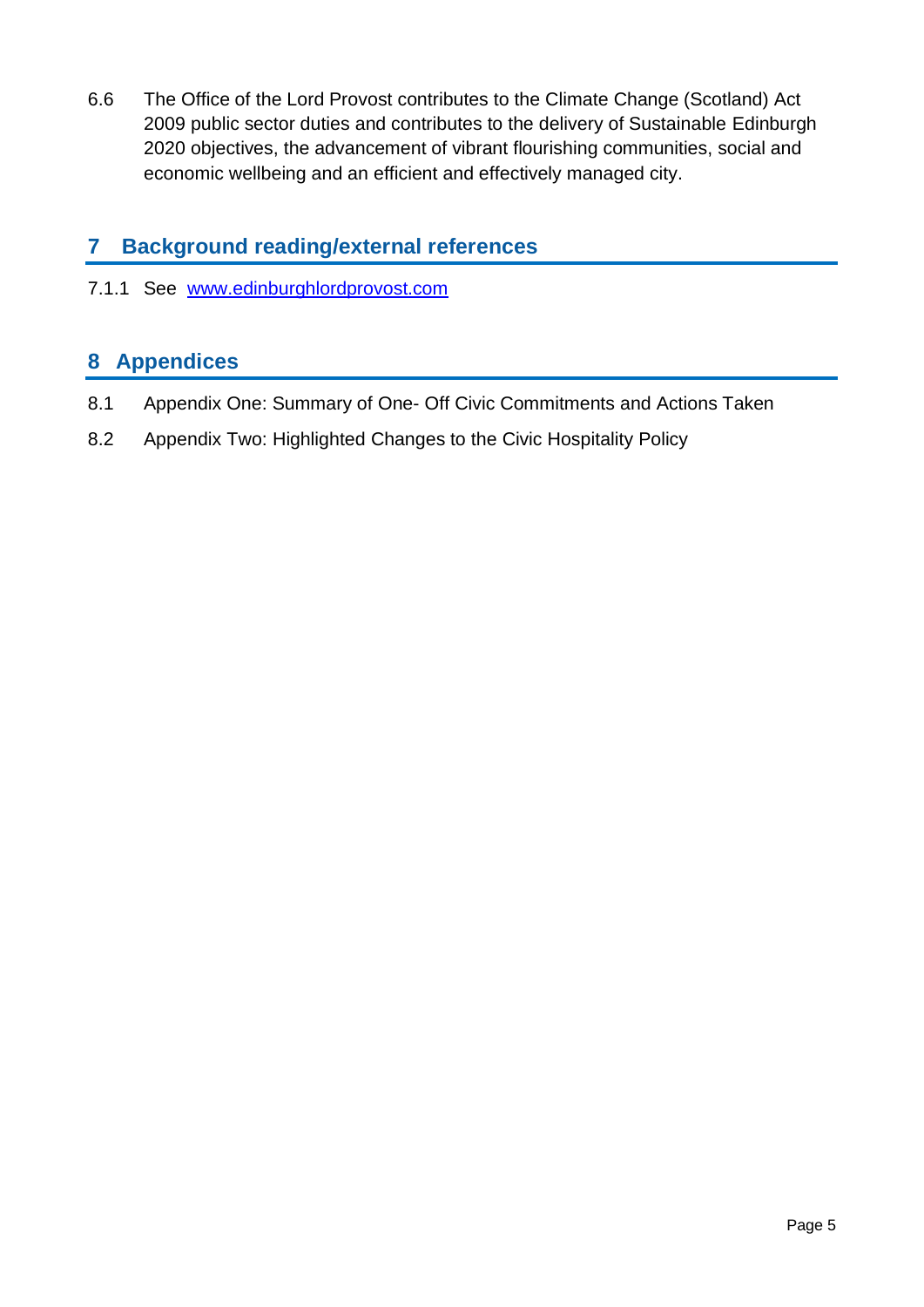6.6 The Office of the Lord Provost contributes to the Climate Change (Scotland) Act 2009 public sector duties and contributes to the delivery of Sustainable Edinburgh 2020 objectives, the advancement of vibrant flourishing communities, social and economic wellbeing and an efficient and effectively managed city.

## 7 Background reading/external references

7.1.1 See [www.edinburghlordprovost.com](www.edinburghlordprovost.com)

## 8 Appendices

8.1 Appendix One: Summary of One- Off Civic Commitments and Actions Taken

8.2 Appendix Two: Highlighted Changes to the Civic Hospitality Policy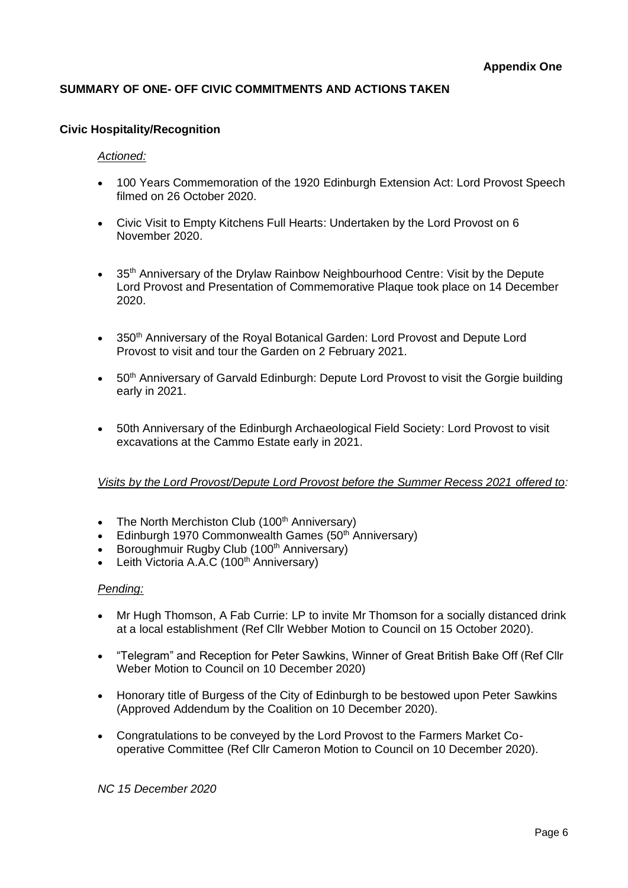**Appendix One**

## SUMMARY OF ONE- OFF CIVIC COMMITMENTS AND ACTIONS TAKEN

### Civic Hospitality/Recognition

*Actioned:*

- 100 Years Commemoration of the 1920 Edinburgh Extension Act: Lord Provost Speech filmed on 26 October 2020.
- Civic Visit to Empty Kitchens Full Hearts: Undertaken by the Lord Provost on 6 November 2020.
- 35th Anniversary of the Drylaw Rainbow Neighbourhood Centre: Visit by the Depute Lord Provost and Presentation of Commemorative Plaque took place on 14 December 2020.
- 350th Anniversary of the Royal Botanical Garden: Lord Provost and Depute Lord Provost to visit and tour the Garden on 2 February 2021.
- 50th Anniversary of Garvald Edinburgh: Depute Lord Provost to visit the Gorgie building early in 2021.
- 50th Anniversary of the Edinburgh Archaeological Field Society: Lord Provost to visit excavations at the Cammo Estate early in 2021.

*Visits by the Lord Provost/Depute Lord Provost before the Summer Recess 2021 offered to:*

- The North Merchiston Club (100th Anniversary)
- Edinburgh 1970 Commonwealth Games (50th Anniversary)
- Boroughmuir Rugby Club (100th Anniversary)
- Leith Victoria A.A.C (100th Anniversary)

*Pending:*

- Mr Hugh Thomson, A Fab Currie: LP to invite Mr Thomson for a socially distanced drink at a local establishment (Ref Cllr Webber Motion to Council on 15 October 2020).
- "Telegram" and Reception for Peter Sawkins, Winner of Great British Bake Off (Ref Cllr Weber Motion to Council on 10 December 2020)
- Honorary title of Burgess of the City of Edinburgh to be bestowed upon Peter Sawkins (Approved Addendum by the Coalition on 10 December 2020).
- Congratulations to be conveyed by the Lord Provost to the Farmers Market Co-operative Committee (Ref Cllr Cameron Motion to Council on 10 December 2020).

*NC 15 December 2020*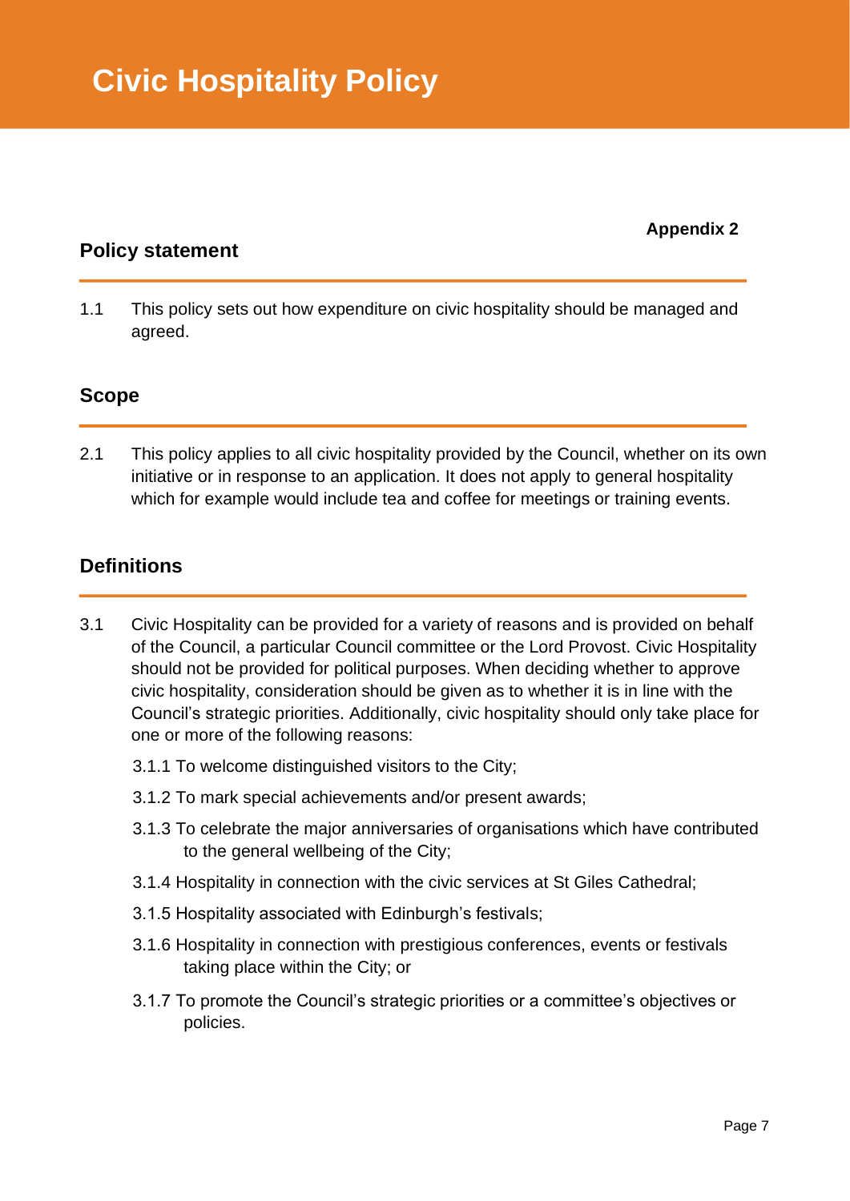# Civic Hospitality Policy

**Appendix 2**

## Policy statement

1.1 This policy sets out how expenditure on civic hospitality should be managed and agreed.

## Scope

2.1 This policy applies to all civic hospitality provided by the Council, whether on its own initiative or in response to an application. It does not apply to general hospitality which for example would include tea and coffee for meetings or training events.

## Definitions

3.1 Civic Hospitality can be provided for a variety of reasons and is provided on behalf of the Council, a particular Council committee or the Lord Provost. Civic Hospitality should not be provided for political purposes. When deciding whether to approve civic hospitality, consideration should be given as to whether it is in line with the Council's strategic priorities. Additionally, civic hospitality should only take place for one or more of the following reasons:

3.1.1 To welcome distinguished visitors to the City;

3.1.2 To mark special achievements and/or present awards;

3.1.3 To celebrate the major anniversaries of organisations which have contributed to the general wellbeing of the City;

3.1.4 Hospitality in connection with the civic services at St Giles Cathedral;

3.1.5 Hospitality associated with Edinburgh's festivals;

3.1.6 Hospitality in connection with prestigious conferences, events or festivals taking place within the City; or

3.1.7 To promote the Council's strategic priorities or a committee's objectives or policies.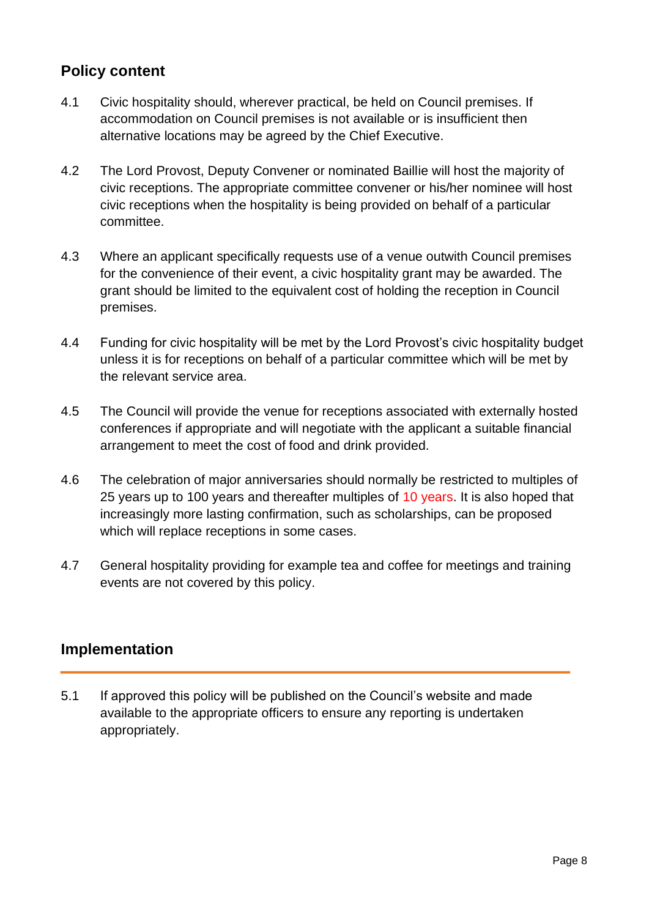## Policy content

4.1 Civic hospitality should, wherever practical, be held on Council premises. If accommodation on Council premises is not available or is insufficient then alternative locations may be agreed by the Chief Executive.

4.2 The Lord Provost, Deputy Convener or nominated Baillie will host the majority of civic receptions. The appropriate committee convener or his/her nominee will host civic receptions when the hospitality is being provided on behalf of a particular committee.

4.3 Where an applicant specifically requests use of a venue outwith Council premises for the convenience of their event, a civic hospitality grant may be awarded. The grant should be limited to the equivalent cost of holding the reception in Council premises.

4.4 Funding for civic hospitality will be met by the Lord Provost's civic hospitality budget unless it is for receptions on behalf of a particular committee which will be met by the relevant service area.

4.5 The Council will provide the venue for receptions associated with externally hosted conferences if appropriate and will negotiate with the applicant a suitable financial arrangement to meet the cost of food and drink provided.

4.6 The celebration of major anniversaries should normally be restricted to multiples of 25 years up to 100 years and thereafter multiples of 10 years. It is also hoped that increasingly more lasting confirmation, such as scholarships, can be proposed which will replace receptions in some cases.

4.7 General hospitality providing for example tea and coffee for meetings and training events are not covered by this policy.

## Implementation

5.1 If approved this policy will be published on the Council's website and made available to the appropriate officers to ensure any reporting is undertaken appropriately.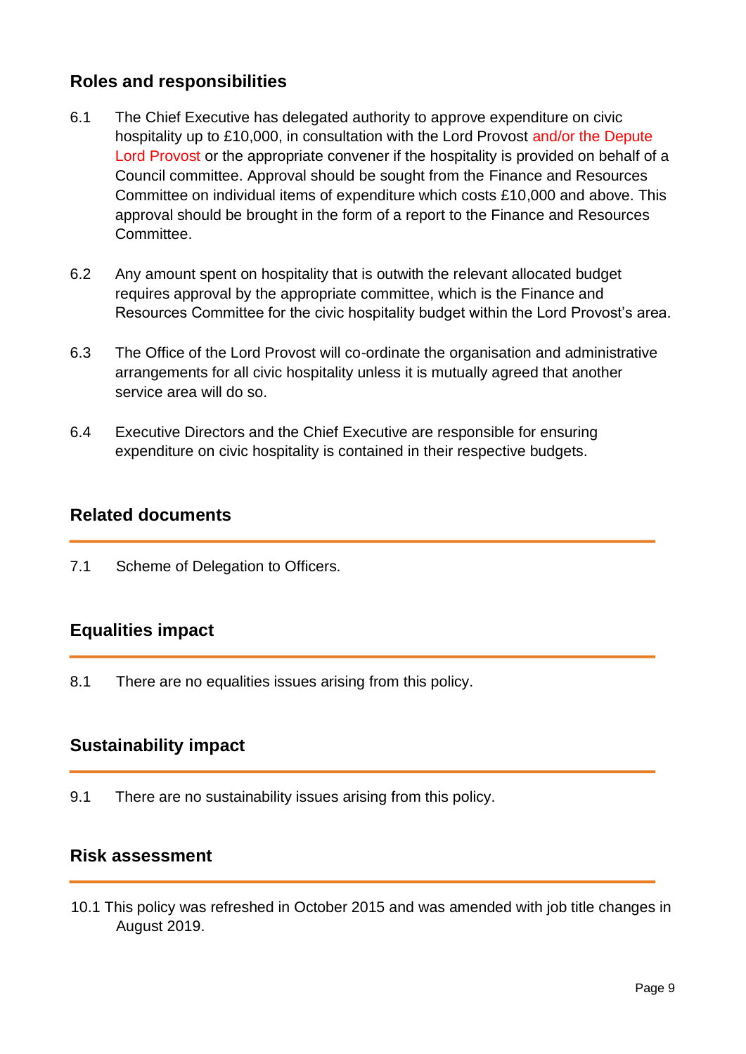## Roles and responsibilities

6.1 The Chief Executive has delegated authority to approve expenditure on civic hospitality up to £10,000, in consultation with the Lord Provost and/or the Depute Lord Provost or the appropriate convener if the hospitality is provided on behalf of a Council committee. Approval should be sought from the Finance and Resources Committee on individual items of expenditure which costs £10,000 and above. This approval should be brought in the form of a report to the Finance and Resources Committee.

6.2 Any amount spent on hospitality that is outwith the relevant allocated budget requires approval by the appropriate committee, which is the Finance and Resources Committee for the civic hospitality budget within the Lord Provost's area.

6.3 The Office of the Lord Provost will co-ordinate the organisation and administrative arrangements for all civic hospitality unless it is mutually agreed that another service area will do so.

6.4 Executive Directors and the Chief Executive are responsible for ensuring expenditure on civic hospitality is contained in their respective budgets.

## Related documents

7.1 Scheme of Delegation to Officers.

## Equalities impact

8.1 There are no equalities issues arising from this policy.

## Sustainability impact

9.1 There are no sustainability issues arising from this policy.

## Risk assessment

10.1 This policy was refreshed in October 2015 and was amended with job title changes in August 2019.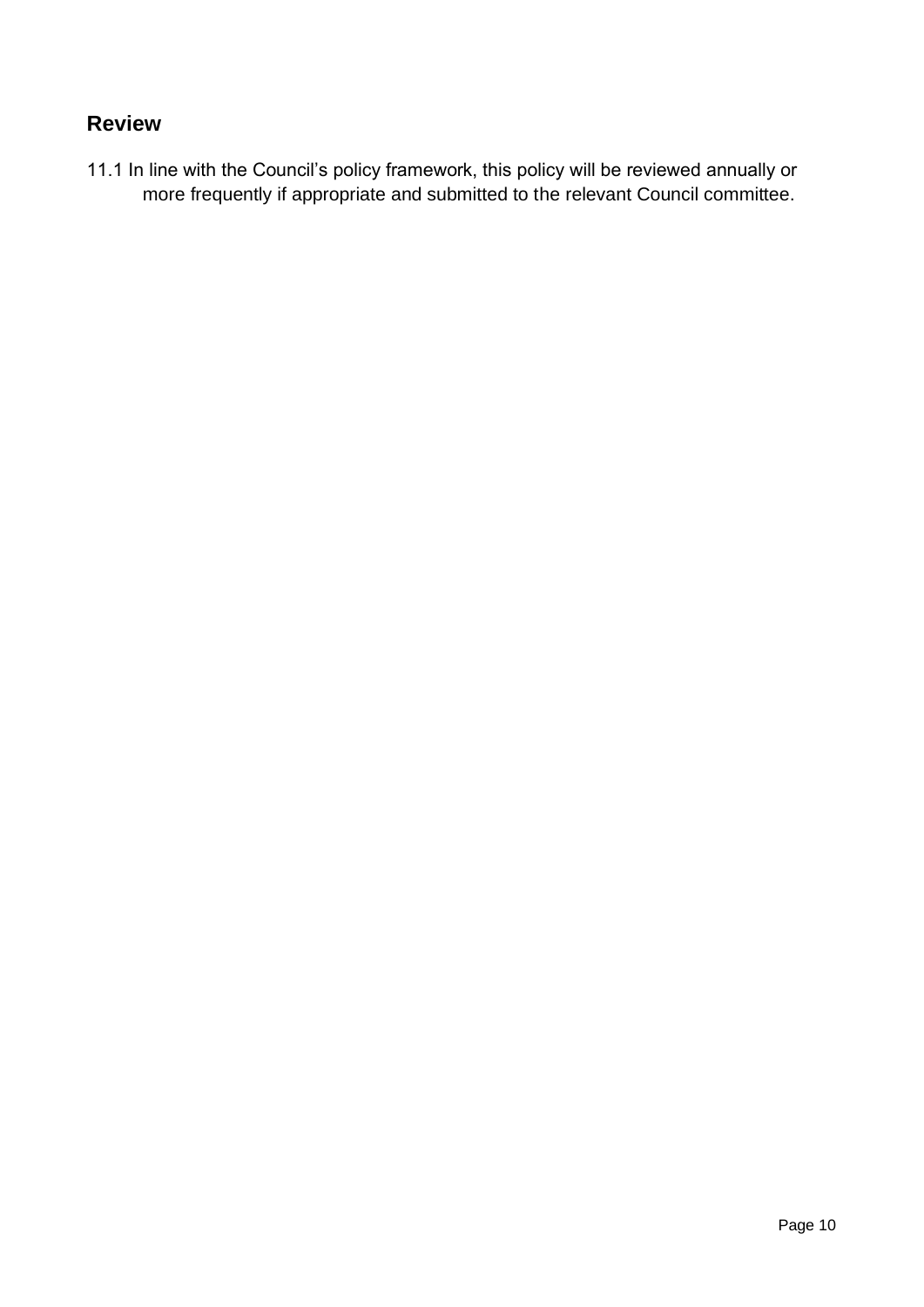## Review

11.1 In line with the Council's policy framework, this policy will be reviewed annually or more frequently if appropriate and submitted to the relevant Council committee.